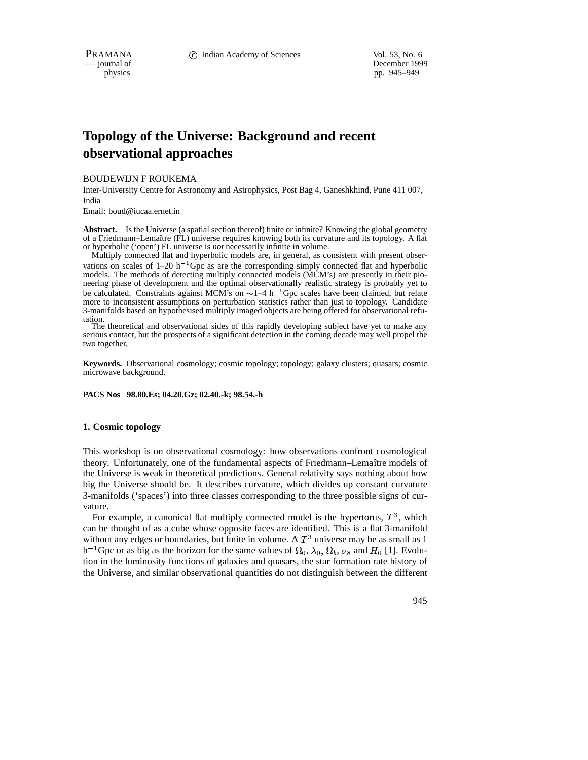# Topology of the Universe: Background and recent observational approaches

BOUDEWIJN F ROUKEMA

Inter-University Centre for Astronomy and Astrophysics, Post Bag 4, Ganeshkhind, Pune 411 007, India

Email: boud@iucaa.ernet.in

**Abstract.** Is the Universe (a spatial section thereof) finite or infinite? Knowing the global geometry of a Friedmann–Lemaître (FL) universe requires knowing both its curvature and its topology. A flat or hyperbolic ('open') FL universe is *not* necessarily infinite in volume.

Multiply connected flat and hyperbolic models are, in general, as consistent with present observations on scales of 1–20 $h^{-1}$Gpc as are the corresponding simply connected flat and hyperbolic models. The methods of detecting multiply connected models (MCM's) are presently in their pioneering phase of development and the optimal observationally realistic strategy is probably yet to be calculated. Constraints against MCM's on $\sim$1–4 $h^{-1}$Gpc scales have been claimed, but relate more to inconsistent assumptions on perturbation statistics rather than just to topology. Candidate 3-manifolds based on hypothesised multiply imaged objects are being offered for observational refutation.

The theoretical and observational sides of this rapidly developing subject have yet to make any serious contact, but the prospects of a significant detection in the coming decade may well propel the two together.

**Keywords.** Observational cosmology; cosmic topology; topology; galaxy clusters; quasars; cosmic microwave background.

**PACS Nos 98.80.Es; 04.20.Gz; 02.40.-k; 98.54.-h**

## 1. Cosmic topology

This workshop is on observational cosmology: how observations confront cosmological theory. Unfortunately, one of the fundamental aspects of Friedmann–Lemaître models of the Universe is weak in theoretical predictions. General relativity says nothing about how big the Universe should be. It describes curvature, which divides up constant curvature 3-manifolds ('spaces') into three classes corresponding to the three possible signs of curvature.

For example, a canonical flat multiply connected model is the hypertorus, $T^3$, which can be thought of as a cube whose opposite faces are identified. This is a flat 3-manifold without any edges or boundaries, but finite in volume. A $T^3$ universe may be as small as 1 $h^{-1}$Gpc or as big as the horizon for the same values of $\Omega_0$, $\lambda_0$, $\Omega_b$, $\sigma_8$ and $H_0$ [1]. Evolution in the luminosity functions of galaxies and quasars, the star formation rate history of the Universe, and similar observational quantities do not distinguish between the different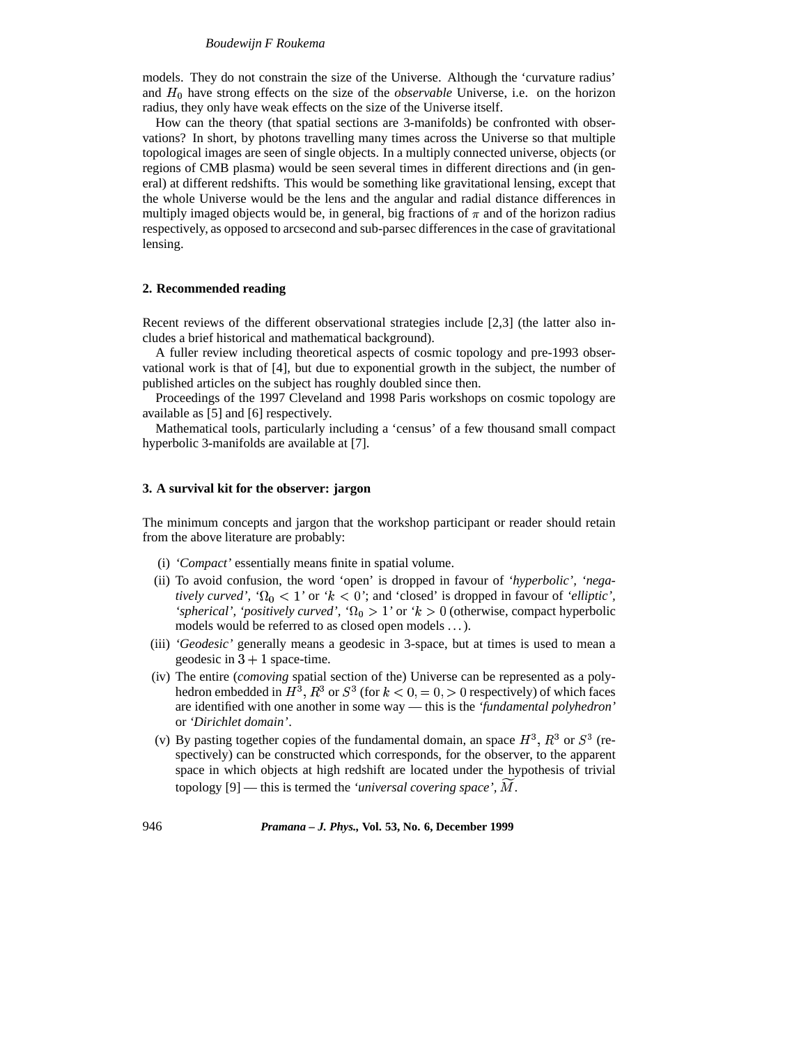models. They do not constrain the size of the Universe. Although the 'curvature radius' and $H_0$ have strong effects on the size of the *observable* Universe, i.e. on the horizon radius, they only have weak effects on the size of the Universe itself.

How can the theory (that spatial sections are 3-manifolds) be confronted with observations? In short, by photons travelling many times across the Universe so that multiple topological images are seen of single objects. In a multiply connected universe, objects (or regions of CMB plasma) would be seen several times in different directions and (in general) at different redshifts. This would be something like gravitational lensing, except that the whole Universe would be the lens and the angular and radial distance differences in multiply imaged objects would be, in general, big fractions of $\pi$ and of the horizon radius respectively, as opposed to arcsecond and sub-parsec differences in the case of gravitational lensing.

## 2. Recommended reading

Recent reviews of the different observational strategies include [2,3] (the latter also includes a brief historical and mathematical background).

A fuller review including theoretical aspects of cosmic topology and pre-1993 observational work is that of [4], but due to exponential growth in the subject, the number of published articles on the subject has roughly doubled since then.

Proceedings of the 1997 Cleveland and 1998 Paris workshops on cosmic topology are available as [5] and [6] respectively.

Mathematical tools, particularly including a 'census' of a few thousand small compact hyperbolic 3-manifolds are available at [7].

## 3. A survival kit for the observer: jargon

The minimum concepts and jargon that the workshop participant or reader should retain from the above literature are probably:

(i) *'Compact'* essentially means finite in spatial volume.

(ii) To avoid confusion, the word 'open' is dropped in favour of *'hyperbolic'*, *'negatively curved'*, '$\Omega_0 < 1$' or '$k < 0$'; and 'closed' is dropped in favour of *'elliptic'*, *'spherical'*, *'positively curved'*, '$\Omega_0 > 1$' or '$k > 0$ (otherwise, compact hyperbolic models would be referred to as closed open models ...).

(iii) *'Geodesic'* generally means a geodesic in 3-space, but at times is used to mean a geodesic in $3 + 1$ space-time.

(iv) The entire (*comoving* spatial section of the) Universe can be represented as a polyhedron embedded in $H^3$, $R^3$ or $S^3$ (for $k < 0, = 0, > 0$ respectively) of which faces are identified with one another in some way — this is the *'fundamental polyhedron'* or *'Dirichlet domain'*.

(v) By pasting together copies of the fundamental domain, an space $H^3$, $R^3$ or $S^3$ (respectively) can be constructed which corresponds, for the observer, to the apparent space in which objects at high redshift are located under the hypothesis of trivial topology [9] — this is termed the *'universal covering space'*, $\widetilde{M}$.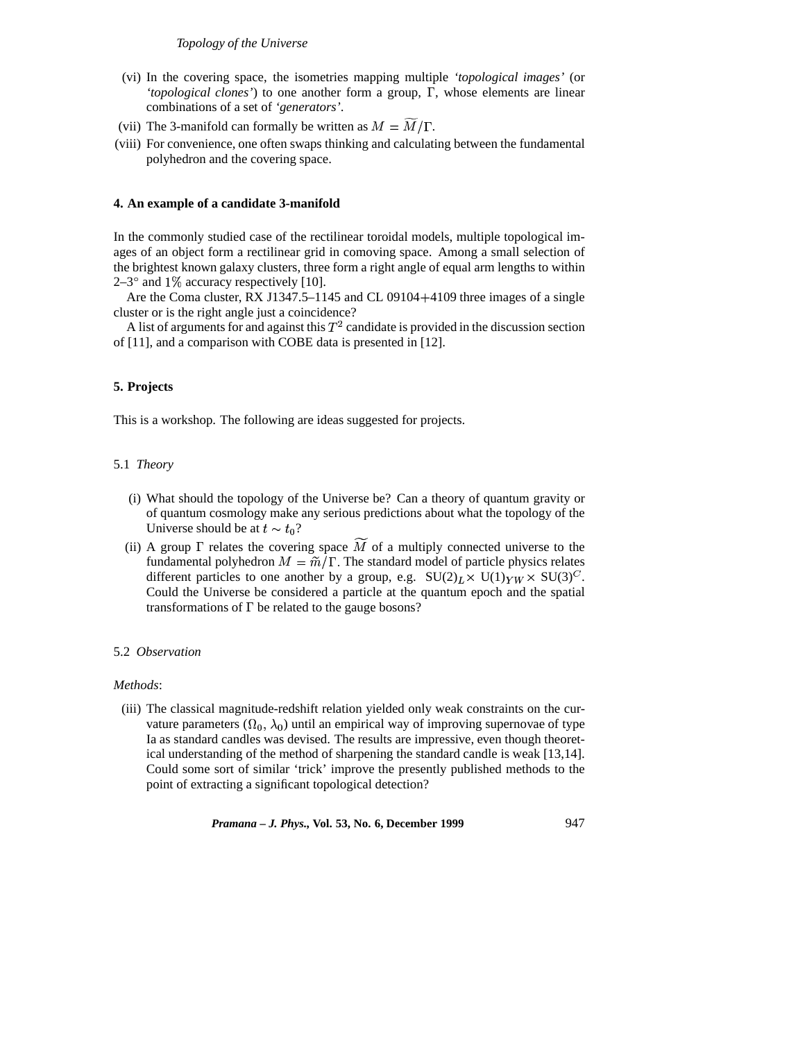(vi) In the covering space, the isometries mapping multiple *'topological images'* (or *'topological clones'*) to one another form a group, $\Gamma$, whose elements are linear combinations of a set of *'generators'*.

(vii) The 3-manifold can formally be written as $M = \widetilde{M}/\Gamma$.

(viii) For convenience, one often swaps thinking and calculating between the fundamental polyhedron and the covering space.

## 4. An example of a candidate 3-manifold

In the commonly studied case of the rectilinear toroidal models, multiple topological images of an object form a rectilinear grid in comoving space. Among a small selection of the brightest known galaxy clusters, three form a right angle of equal arm lengths to within 2–3° and 1% accuracy respectively [10].

Are the Coma cluster, RX J1347.5–1145 and CL 09104+4109 three images of a single cluster or is the right angle just a coincidence?

A list of arguments for and against this $T^2$ candidate is provided in the discussion section of [11], and a comparison with COBE data is presented in [12].

## 5. Projects

This is a workshop. The following are ideas suggested for projects.

### 5.1 *Theory*

(i) What should the topology of the Universe be? Can a theory of quantum gravity or of quantum cosmology make any serious predictions about what the topology of the Universe should be at $t \sim t_0$?

(ii) A group $\Gamma$ relates the covering space $\widetilde{M}$ of a multiply connected universe to the fundamental polyhedron $M = \widetilde{m}/\Gamma$. The standard model of particle physics relates different particles to one another by a group, e.g. $SU(2)_L \times U(1)_{YW} \times SU(3)^C$. Could the Universe be considered a particle at the quantum epoch and the spatial transformations of $\Gamma$ be related to the gauge bosons?

### 5.2 *Observation*

*Methods*:

(iii) The classical magnitude-redshift relation yielded only weak constraints on the curvature parameters ($\Omega_0$, $\lambda_0$) until an empirical way of improving supernovae of type Ia as standard candles was devised. The results are impressive, even though theoretical understanding of the method of sharpening the standard candle is weak [13,14]. Could some sort of similar 'trick' improve the presently published methods to the point of extracting a significant topological detection?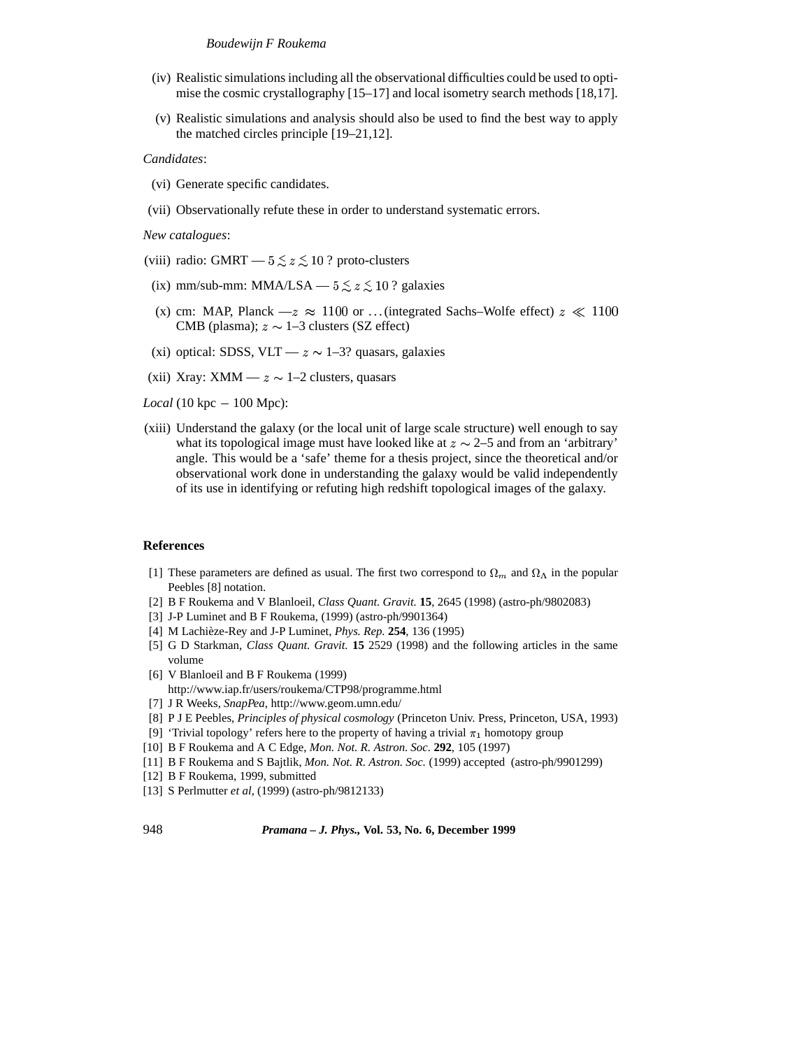(iv) Realistic simulations including all the observational difficulties could be used to optimise the cosmic crystallography [15–17] and local isometry search methods [18,17].

(v) Realistic simulations and analysis should also be used to find the best way to apply the matched circles principle [19–21,12].

*Candidates*:

(vi) Generate specific candidates.

(vii) Observationally refute these in order to understand systematic errors.

*New catalogues*:

(viii) radio: GMRT — $5 \lesssim z \lesssim 10$ ? proto-clusters

(ix) mm/sub-mm: MMA/LSA — $5 \lesssim z \lesssim 10$ ? galaxies

(x) cm: MAP, Planck —$z \approx 1100$ or …(integrated Sachs–Wolfe effect) $z \ll 1100$ CMB (plasma); $z \sim$ 1–3 clusters (SZ effect)

(xi) optical: SDSS, VLT — $z \sim$ 1–3? quasars, galaxies

(xii) Xray: XMM — $z \sim$ 1–2 clusters, quasars

*Local* (10 kpc $-$ 100 Mpc):

(xiii) Understand the galaxy (or the local unit of large scale structure) well enough to say what its topological image must have looked like at $z \sim$ 2–5 and from an 'arbitrary' angle. This would be a 'safe' theme for a thesis project, since the theoretical and/or observational work done in understanding the galaxy would be valid independently of its use in identifying or refuting high redshift topological images of the galaxy.

## References

[1] These parameters are defined as usual. The first two correspond to $\Omega_m$ and $\Omega_\Lambda$ in the popular Peebles [8] notation.

[2] B F Roukema and V Blanloeil, *Class Quant. Gravit.* **15**, 2645 (1998) (astro-ph/9802083)

[3] J-P Luminet and B F Roukema, (1999) (astro-ph/9901364)

[4] M Lachièze-Rey and J-P Luminet, *Phys. Rep.* **254**, 136 (1995)

[5] G D Starkman, *Class Quant. Gravit.* **15** 2529 (1998) and the following articles in the same volume

[6] V Blanloeil and B F Roukema (1999) http://www.iap.fr/users/roukema/CTP98/programme.html

[7] J R Weeks, *SnapPea*, http://www.geom.umn.edu/

[8] P J E Peebles, *Principles of physical cosmology* (Princeton Univ. Press, Princeton, USA, 1993)

[9] 'Trivial topology' refers here to the property of having a trivial $\pi_1$ homotopy group

[10] B F Roukema and A C Edge, *Mon. Not. R. Astron. Soc*. **292**, 105 (1997)

[11] B F Roukema and S Bajtlik, *Mon. Not. R. Astron. Soc.* (1999) accepted (astro-ph/9901299)

[12] B F Roukema, 1999, submitted

[13] S Perlmutter *et al*, (1999) (astro-ph/9812133)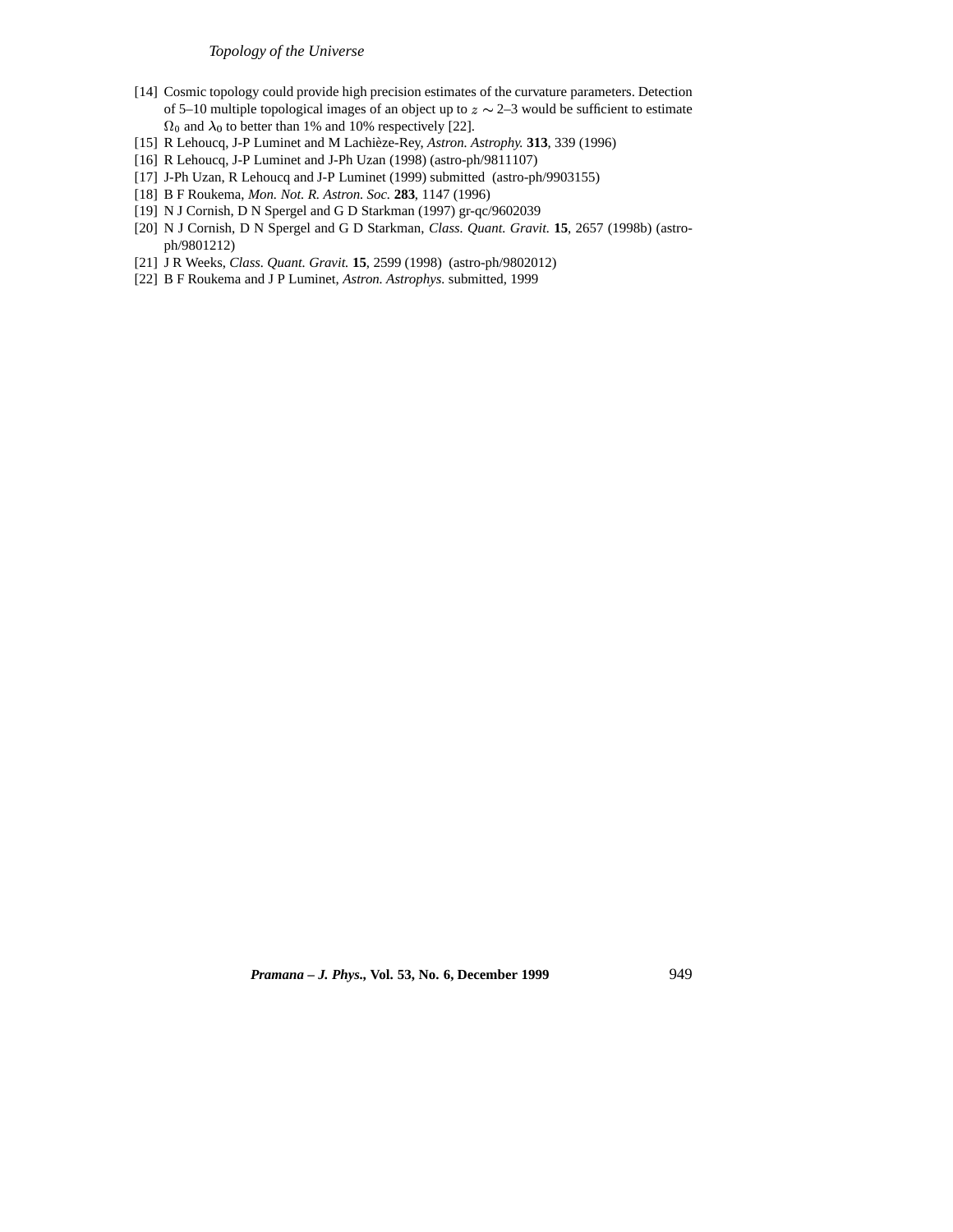[14] Cosmic topology could provide high precision estimates of the curvature parameters. Detection of 5–10 multiple topological images of an object up to $z \sim 2$–3 would be sufficient to estimate $\Omega_0$ and $\lambda_0$ to better than 1% and 10% respectively [22].

[15] R Lehoucq, J-P Luminet and M Lachièze-Rey, *Astron. Astrophy.* **313**, 339 (1996)

[16] R Lehoucq, J-P Luminet and J-Ph Uzan (1998) (astro-ph/9811107)

[17] J-Ph Uzan, R Lehoucq and J-P Luminet (1999) submitted (astro-ph/9903155)

[18] B F Roukema, *Mon. Not. R. Astron. Soc.* **283**, 1147 (1996)

[19] N J Cornish, D N Spergel and G D Starkman (1997) gr-qc/9602039

[20] N J Cornish, D N Spergel and G D Starkman, *Class. Quant. Gravit.* **15**, 2657 (1998b) (astro-ph/9801212)

[21] J R Weeks, *Class. Quant. Gravit.* **15**, 2599 (1998) (astro-ph/9802012)

[22] B F Roukema and J P Luminet, *Astron. Astrophys.* submitted, 1999